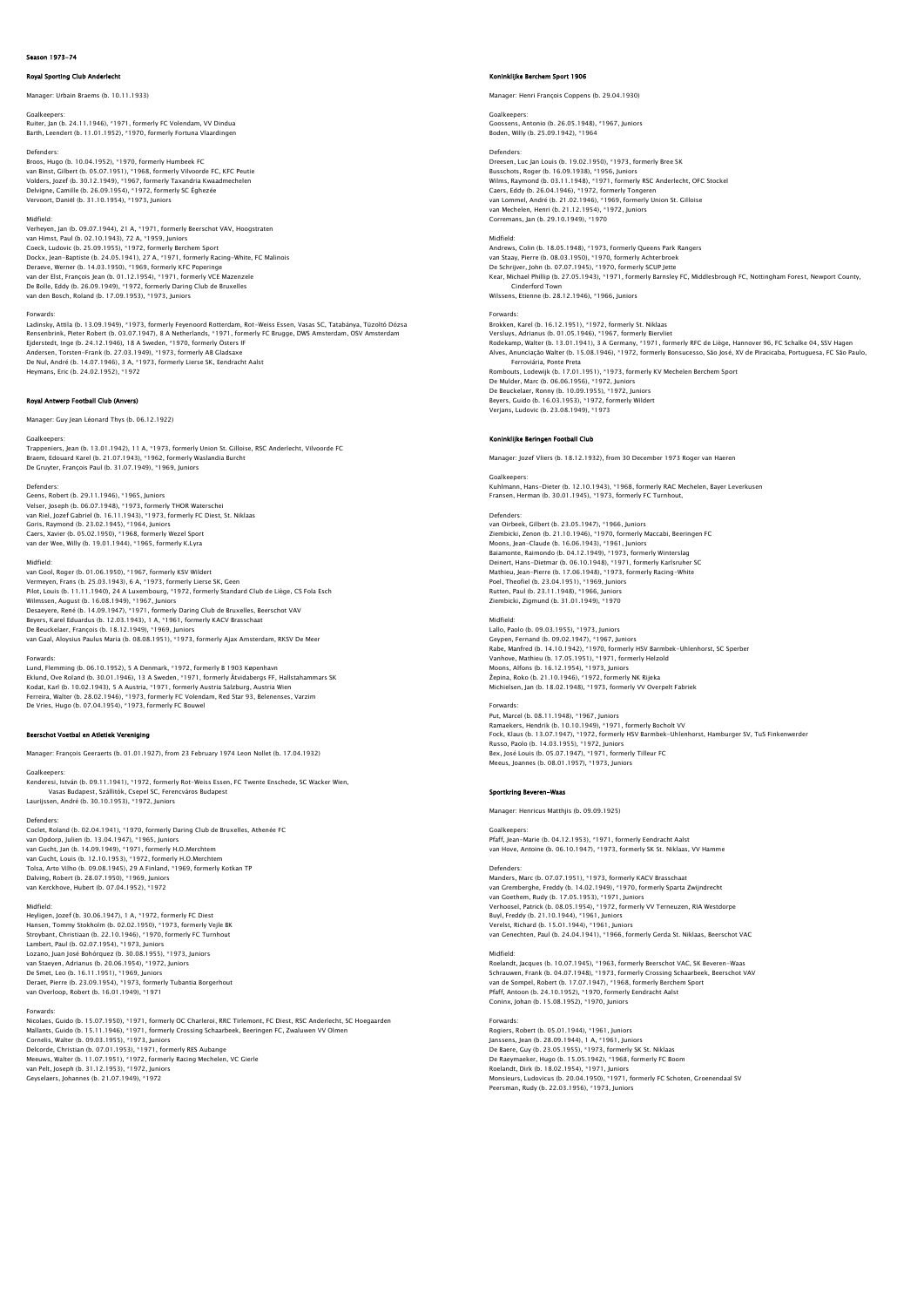# Season 1973-74

## Royal Sporting Club Anderlecht

Manager: Urbain Braems (b. 10.11.1933)

Goalkeepers:
Ruiter, Jan (b. 24.11.1946), °1971, formerly FC Volendam, VV Dindua
Barth, Leendert (b. 11.01.1952), °1970, formerly Fortuna Vlaardingen

Defenders:
Broos, Hugo (b. 10.04.1952), °1970, formerly Humbeek FC
van Binst, Gilbert (b. 05.07.1951), °1968, formerly Vilvoorde FC, KFC Peutie
Volders, Jozef (b. 30.12.1949), °1967, formerly Taxandria Kwaadmechelen
Delvigne, Camille (b. 26.09.1954), °1972, formerly SC Éghezée
Vervoort, Daniël (b. 31.10.1954), °1973, Juniors

Midfield:
Verheyen, Jan (b. 09.07.1944), 21 A, °1971, formerly Beerschot VAV, Hoogstraten
van Himst, Paul (b. 02.10.1943), 72 A, °1959, Juniors
Coeck, Ludovic (b. 25.09.1955), °1972, formerly Berchem Sport
Dockx, Jean-Baptiste (b. 24.05.1941), 27 A, °1971, formerly Racing-White, FC Malinois
Deraeve, Werner (b. 14.03.1950), °1969, formerly KFC Poperinge
van der Elst, François Jean (b. 01.12.1954), °1971, formerly VCE Mazenzele
De Bolle, Eddy (b. 26.09.1949), °1972, formerly Daring Club de Bruxelles
van den Bosch, Roland (b. 17.09.1953), °1973, Juniors

Forwards:
Ladinsky, Attila (b. 13.09.1949), °1973, formerly Feyenoord Rotterdam, Rot-Weiss Essen, Vasas SC, Tatabánya, Tüzoltó Dózsa
Rensenbrink, Pieter Robert (b. 03.07.1947), 8 A Netherlands, °1971, formerly FC Brugge, DWS Amsterdam, OSV Amsterdam
Ejderstedt, Inge (b. 24.12.1946), 18 A Sweden, °1970, formerly Östers IF
Andersen, Torsten-Frank (b. 27.03.1949), °1973, formerly AB Gladsaxe
De Nul, André (b. 14.07.1946), 3 A, °1973, formerly Lierse SK, Eendracht Aalst
Heymans, Eric (b. 24.02.1952), °1972

## Royal Antwerp Football Club (Anvers)

Manager: Guy Jean Léonard Thys (b. 06.12.1922)

Goalkeepers:
Trappeniers, Jean (b. 13.01.1942), 11 A, °1973, formerly Union St. Gilloise, RSC Anderlecht, Vilvoorde FC
Braem, Edouard Karel (b. 21.07.1943), °1962, formerly Waslandia Burcht
De Gruyter, François Paul (b. 31.07.1949), °1969, Juniors

Defenders:
Geens, Robert (b. 29.11.1946), °1965, Juniors
Velser, Joseph (b. 06.07.1948), °1973, formerly THOR Waterschei
van Riel, Jozef Gabriel (b. 16.11.1943), °1973, formerly FC Diest, St. Niklaas
Goris, Raymond (b. 23.02.1945), °1964, Juniors
Caers, Xavier (b. 05.02.1950), °1968, formerly Wezel Sport
van der Wee, Willy (b. 19.01.1944), °1965, formerly K.Lyra

Midfield:
van Gool, Roger (b. 01.06.1950), °1967, formerly KSV Wildert
Vermeyen, Frans (b. 25.03.1943), 6 A, °1973, formerly Lierse SK, Geen
Pilot, Louis (b. 11.11.1940), 24 A Luxembourg, °1972, formerly Standard Club de Liège, CS Fola Esch
Wilmssen, August (b. 16.08.1949), °1967, Juniors
Desaeyere, René (b. 14.09.1947), °1971, formerly Daring Club de Bruxelles, Beerschot VAV
Beyers, Karel Eduardus (b. 12.03.1943), 1 A, °1961, formerly KACV Brasschaat
De Beuckelaer, François (b. 18.12.1949), °1969, Juniors
van Gaal, Aloysius Paulus Maria (b. 08.08.1951), °1973, formerly Ajax Amsterdam, RKSV De Meer

Forwards:
Lund, Flemming (b. 06.10.1952), 5 A Denmark, °1972, formerly B 1903 København
Eklund, Ove Roland (b. 30.01.1946), 13 A Sweden, °1971, formerly Åtvidabergs FF, Hallstahammars SK
Kodat, Karl (b. 10.02.1943), 5 A Austria, °1971, formerly Austria Salzburg, Austria Wien
Ferreira, Walter (b. 28.02.1946), °1973, formerly FC Volendam, Red Star 93, Belenenses, Varzim
De Vries, Hugo (b. 07.04.1954), °1973, formerly FC Bouwel

## Beerschot Voetbal en Atletiek Vereniging

Manager: François Geeraerts (b. 01.01.1927), from 23 February 1974 Leon Nollet (b. 17.04.1932)

Goalkeepers:
Kenderesi, István (b. 09.11.1941), °1972, formerly Rot-Weiss Essen, FC Twente Enschede, SC Wacker Wien, Vasas Budapest, Szállítók, Csepel SC, Ferencváros Budapest
Laurijssen, André (b. 30.10.1953), °1972, Juniors

Defenders:
Coclet, Roland (b. 02.04.1941), °1970, formerly Daring Club de Bruxelles, Athenée FC
van Opdorp, Julien (b. 13.04.1947), °1965, Juniors
van Gucht, Jan (b. 14.09.1949), °1971, formerly H.O.Merchtem
van Gucht, Louis (b. 12.10.1953), °1972, formerly H.O.Merchtem
Tolsa, Arto Vilho (b. 09.08.1945), 29 A Finland, °1969, formerly Kotkan TP
Dalving, Robert (b. 28.07.1950), °1969, Juniors
van Kerckhove, Hubert (b. 07.04.1952), °1972

Midfield:
Heyligen, Jozef (b. 30.06.1947), 1 A, °1972, formerly FC Diest
Hansen, Tommy Stokholm (b. 02.02.1950), °1973, formerly Vejle BK
Stroybant, Christiaan (b. 22.10.1946), °1970, formerly FC Turnhout
Lambert, Paul (b. 02.07.1954), °1973, Juniors
Lozano, Juan José Bohórquez (b. 30.08.1955), °1973, Juniors
van Staeyen, Adrianus (b. 20.06.1954), °1972, Juniors
De Smet, Leo (b. 16.11.1951), °1969, Juniors
Deraet, Pierre (b. 23.09.1954), °1973, formerly Tubantia Borgerhout
van Overloop, Robert (b. 16.01.1949), °1971

Forwards:
Nicolaes, Guido (b. 15.07.1950), °1971, formerly OC Charleroi, RRC Tirlemont, FC Diest, RSC Anderlecht, SC Hoegaarden
Mallants, Guido (b. 15.11.1946), °1971, formerly Crossing Schaarbeek, Beeringen FC, Zwaluwen VV Olmen
Cornelis, Walter (b. 09.03.1955), °1973, Juniors
Delcorde, Christian (b. 07.01.1953), °1971, formerly RES Aubange
Meeuws, Walter (b. 11.07.1951), °1972, formerly Racing Mechelen, VC Gierle
van Pelt, Joseph (b. 31.12.1953), °1972, Juniors
Geyselaers, Johannes (b. 21.07.1949), °1972

## Koninklijke Berchem Sport 1906

Manager: Henri François Coppens (b. 29.04.1930)

Goalkeepers:
Goossens, Antonio (b. 26.05.1948), °1967, Juniors
Boden, Willy (b. 25.09.1942), °1964

Defenders:
Dreesen, Luc Jan Louis (b. 19.02.1950), °1973, formerly Bree SK
Busschots, Roger (b. 16.09.1938), °1956, Juniors
Wilms, Raymond (b. 03.11.1948), °1971, formerly RSC Anderlecht, OFC Stockel
Caers, Eddy (b. 26.04.1946), °1972, formerly Tongeren
van Lommel, André (b. 21.02.1946), °1969, formerly Union St. Gilloise
van Mechelen, Henri (b. 21.12.1954), °1972, Juniors
Corremans, Jan (b. 29.10.1949), °1970

Midfield:
Andrews, Colin (b. 18.05.1948), °1973, formerly Queens Park Rangers
van Staay, Pierre (b. 08.03.1950), °1970, formerly Achterbroek
De Schrijver, John (b. 07.07.1945), °1970, formerly SCUP Jette
Kear, Michael Phillip (b. 27.05.1943), °1971, formerly Barnsley FC, Middlesbrough FC, Nottingham Forest, Newport County, Cinderford Town
Wilssens, Etienne (b. 28.12.1946), °1966, Juniors

Forwards:
Brokken, Karel (b. 16.12.1951), °1972, formerly St. Niklaas
Versluys, Adrianus (b. 01.05.1946), °1967, formerly Biervliet
Rodekamp, Walter (b. 13.01.1941), 3 A Germany, °1971, formerly RFC de Liège, Hannover 96, FC Schalke 04, SSV Hagen
Alves, Anunciação Walter (b. 15.08.1946), °1972, formerly Bonsucesso, São José, XV de Piracicaba, Portuguesa, FC São Paulo, Ferroviária, Ponte Preta
Rombouts, Lodewijk (b. 17.01.1951), °1973, formerly KV Mechelen Berchem Sport
De Mulder, Marc (b. 06.06.1956), °1972, Juniors
De Beuckelaer, Ronny (b. 10.09.1955), °1972, Juniors
Beyers, Guido (b. 16.03.1953), °1972, formerly Wildert
Verjans, Ludovic (b. 23.08.1949), °1973

## Koninklijke Beringen Football Club

Manager: Jozef Vliers (b. 18.12.1932), from 30 December 1973 Roger van Haeren

Goalkeepers:
Kuhlmann, Hans-Dieter (b. 12.10.1943), °1968, formerly RAC Mechelen, Bayer Leverkusen
Fransen, Herman (b. 30.01.1945), °1973, formerly FC Turnhout,

Defenders:
van Oirbeek, Gilbert (b. 23.05.1947), °1966, Juniors
Ziembicki, Zenon (b. 21.10.1946), °1970, formerly Maccabi, Beeringen FC
Moons, Jean-Claude (b. 16.06.1943), °1961, Juniors
Baiamonte, Raimondo (b. 04.12.1949), °1973, formerly Winterslag
Deinert, Hans-Dietmar (b. 06.10.1948), °1971, formerly Karlsruher SC
Mathieu, Jean-Pierre (b. 17.06.1948), °1973, formerly Racing-White
Poel, Theofiel (b. 23.04.1951), °1969, Juniors
Rutten, Paul (b. 23.11.1948), °1966, Juniors
Ziembicki, Zigmund (b. 31.01.1949), °1970

Midfield:
Lallo, Paolo (b. 09.03.1955), °1973, Juniors
Geypen, Fernand (b. 09.02.1947), °1967, Juniors
Rabe, Manfred (b. 14.10.1942), °1970, formerly HSV Barmbek-Uhlenhorst, SC Sperber
Vanhove, Mathieu (b. 17.05.1951), °1971, formerly Helzold
Moons, Alfons (b. 16.12.1954), °1973, Juniors
Žepina, Roko (b. 21.10.1946), °1972, formerly NK Rijeka
Michielsen, Jan (b. 18.02.1948), °1973, formerly VV Overpelt Fabriek

Forwards:
Put, Marcel (b. 08.11.1948), °1967, Juniors
Ramaekers, Hendrik (b. 10.10.1949), °1971, formerly Bocholt VV
Fock, Klaus (b. 13.07.1947), °1972, formerly HSV Barmbek-Uhlenhorst, Hamburger SV, TuS Finkenwerder
Russo, Paolo (b. 14.03.1955), °1972, Juniors
Bex, José Louis (b. 05.07.1947), °1971, formerly Tilleur FC
Meeus, Joannes (b. 08.01.1957), °1973, Juniors

## Sportkring Beveren-Waas

Manager: Henricus Matthjis (b. 09.09.1925)

Goalkeepers:
Pfaff, Jean-Marie (b. 04.12.1953), °1971, formerly Eendracht Aalst
van Hove, Antoine (b. 06.10.1947), °1973, formerly SK St. Niklaas, VV Hamme

Defenders:
Manders, Marc (b. 07.07.1951), °1973, formerly KACV Brasschaat
van Gremberghe, Freddy (b. 14.02.1949), °1970, formerly Sparta Zwijndrecht
van Goethem, Rudy (b. 17.05.1953), °1971, Juniors
Verhoosel, Patrick (b. 08.05.1954), °1972, formerly VV Terneuzen, RIA Westdorpe
Buyl, Freddy (b. 21.10.1944), °1961, Juniors
Verelst, Richard (b. 15.01.1944), °1961, Juniors
van Genechten, Paul (b. 24.04.1941), °1966, formerly Gerda St. Niklaas, Beerschot VAC

Midfield:
Roelandt, Jacques (b. 10.07.1945), °1963, formerly Beerschot VAC, SK Beveren-Waas
Schrauwen, Frank (b. 04.07.1948), °1973, formerly Crossing Schaarbeek, Beerschot VAV
van de Sompel, Robert (b. 17.07.1947), °1968, formerly Berchem Sport
Pfaff, Antoon (b. 24.10.1952), °1970, formerly Eendracht Aalst
Coninx, Johan (b. 15.08.1952), °1970, Juniors

Forwards:
Rogiers, Robert (b. 05.01.1944), °1961, Juniors
Janssens, Jean (b. 28.09.1944), 1 A, °1961, Juniors
De Baere, Guy (b. 23.05.1955), °1973, formerly SK St. Niklaas
De Raeymaeker, Hugo (b. 15.05.1942), °1968, formerly FC Boom
Roelandt, Dirk (b. 18.02.1954), °1971, Juniors
Monsieurs, Ludovicus (b. 20.04.1950), °1971, formerly FC Schoten, Groenendaal SV
Peersman, Rudy (b. 22.03.1956), °1973, Juniors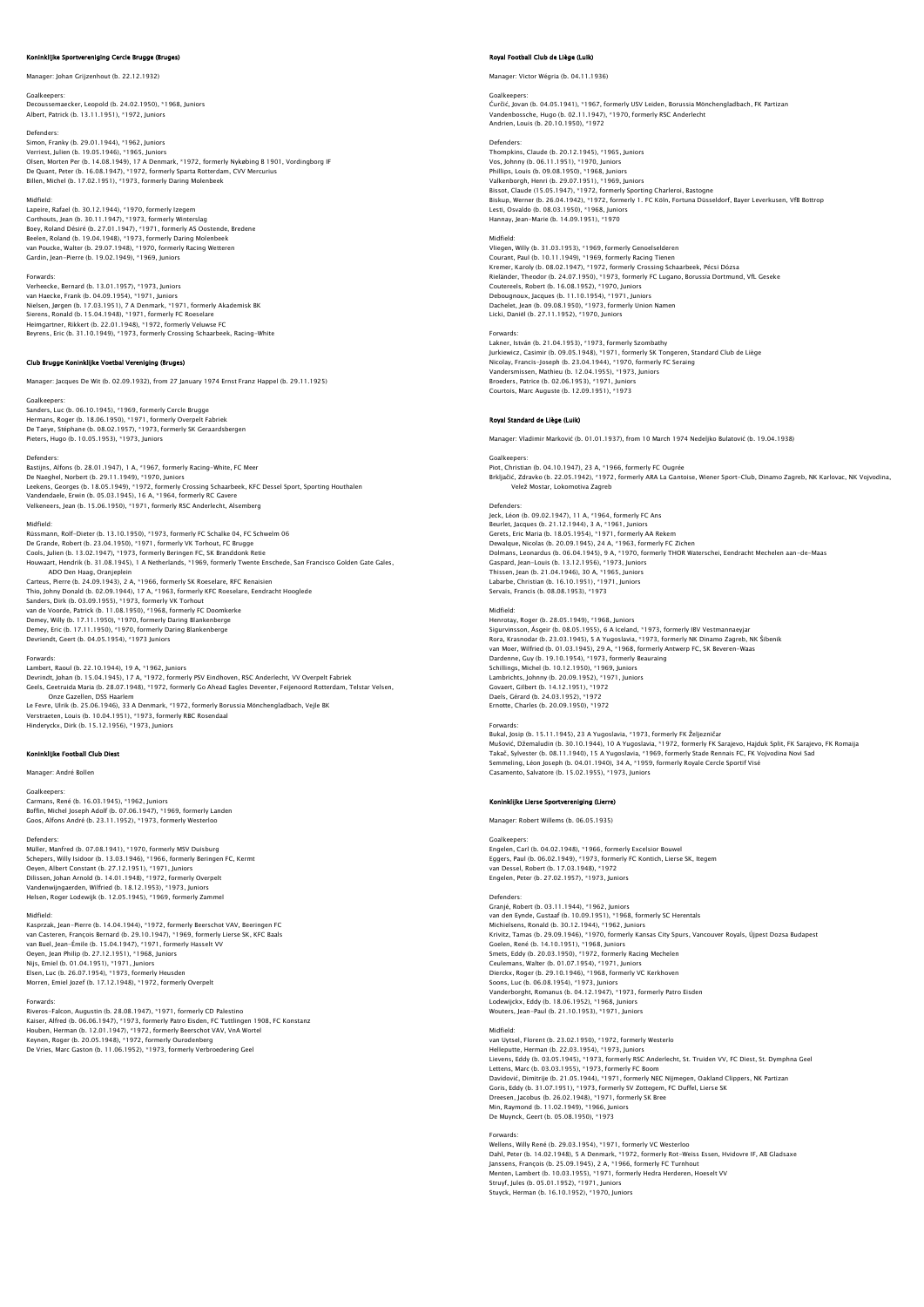## Koninklijke Sportvereniging Cercle Brugge (Bruges)

Manager: Johan Grijzenhout (b. 22.12.1932)

Goalkeepers:
Decoussemaecker, Leopold (b. 24.02.1950), *1968, Juniors
Albert, Patrick (b. 13.11.1951), *1972, Juniors

Defenders:
Simon, Franky (b. 29.01.1944), *1962, Juniors
Verriest, Julien (b. 19.05.1946), *1965, Juniors
Olsen, Morten Per (b. 14.08.1949), 17 A Denmark, *1972, formerly Nykøbing B 1901, Vordingborg IF
De Quant, Peter (b. 16.08.1947), *1972, formerly Sparta Rotterdam, CVV Mercurius
Billen, Michel (b. 17.02.1951), *1973, formerly Daring Molenbeek

Midfield:
Lapeire, Rafael (b. 30.12.1944), *1970, formerly Izegem
Corthouts, Jean (b. 30.11.1947), *1973, formerly Winterslag
Boey, Roland Désiré (b. 27.01.1947), *1971, formerly AS Oostende, Bredene
Beelen, Roland (b. 19.04.1948), *1973, formerly Daring Molenbeek
van Poucke, Walter (b. 29.07.1948), *1970, formerly Racing Wetteren
Gardin, Jean-Pierre (b. 19.02.1949), *1969, Juniors

Forwards:
Verheecke, Bernard (b. 13.01.1957), *1973, Juniors
van Heacke, Frank (b. 04.09.1954), *1971, Juniors
Nielsen, Jørgen (b. 17.03.1951), 7 A Denmark, *1971, formerly Akademisk BK
Sierens, Ronald (b. 15.04.1948), *1971, formerly FC Roeselare
Heimgartner, Rikkert (b. 22.01.1948), *1972, formerly Veluwse FC
Beyrens, Eric (b. 31.10.1949), *1973, formerly Crossing Schaarbeek, Racing-White

## Club Brugge Koninklijke Voetbal Vereniging (Bruges)

Manager: Jacques De Wit (b. 02.09.1932), from 27 January 1974 Ernst Franz Happel (b. 29.11.1925)

Goalkeepers:
Sanders, Luc (b. 06.10.1945), *1969, formerly Cercle Brugge
Hermans, Roger (b. 18.06.1950), *1971, formerly Overpelt Fabriek
De Taeye, Stéphane (b. 08.02.1957), *1973, formerly SK Geraardsbergen
Pieters, Hugo (b. 10.05.1953), *1973, Juniors

Defenders:
Bastijns, Alfons (b. 28.01.1947), 1 A, *1967, formerly Racing-White, FC Meer
De Naeghel, Norbert (b. 29.11.1949), *1970, Juniors
Leekens, Georges (b. 18.05.1949), *1972, formerly Crossing Schaarbeek, KFC Dessel Sport, Sporting Houthalen
Vandendaele, Erwin (b. 05.03.1945), 16 A, *1964, formerly RC Gavere
Velkeneers, Jean (b. 15.06.1950), *1971, formerly RSC Anderlecht, Alsemberg

Midfield:
Rüssmann, Rolf-Dieter (b. 13.10.1950), *1973, formerly FC Schalke 04, FC Schwelm 06
De Grande, Robert (b. 23.04.1950), *1971, formerly VK Torhout, FC Brugge
Cools, Julien (b. 13.02.1947), *1973, formerly Beringen FC, SK Branddonk Retie
Houwaart, Hendrik (b. 31.08.1945), 1 A Netherlands, *1969, formerly Twente Enschede, San Francisco Golden Gate Gales, ADO Den Haag, Oranjeplein
Carteus, Pierre (b. 24.09.1943), 2 A, *1966, formerly SK Roeselare, RFC Renaisien
Thio, Johny Donald (b. 02.09.1944), 17 A, *1963, formerly KFC Roeselare, Eendracht Hooglede
Sanders, Dirk (b. 03.09.1955), *1973, formerly VK Torhout
van de Voorde, Patrick (b. 11.08.1950), *1968, formerly FC Doomkerke
Demey, Willy (b. 17.11.1950), *1970, formerly Daring Blankenberge
Demey, Eric (b. 17.11.1950), *1970, formerly Daring Blankenberge
Devriendt, Geert (b. 04.05.1954), *1973 Juniors

Forwards:
Lambert, Raoul (b. 22.10.1944), 19 A, *1962, Juniors
Devrindt, Johan (b. 15.04.1945), 17 A, *1972, formerly PSV Eindhoven, RSC Anderlecht, VV Overpelt Fabriek
Geels, Geetruida Maria (b. 28.07.1948), *1972, formerly Go Ahead Eagles Deventer, Feijenoord Rotterdam, Telstar Velsen, Onze Gazellen, DSS Haarlem
Le Fevre, Ulrik (b. 25.06.1946), 33 A Denmark, *1972, formerly Borussia Mönchengladbach, Vejle BK
Verstraeten, Louis (b. 10.04.1951), *1973, formerly RBC Rosendaal
Hinderyckx, Dirk (b. 15.12.1956), *1973, Juniors

## Koninklijke Football Club Diest

Manager: André Bollen

Goalkeepers:
Carmans, René (b. 16.03.1945), *1962, Juniors
Boffin, Michel Joseph Adolf (b. 07.06.1947), *1969, formerly Landen
Goos, Alfons André (b. 23.11.1952), *1973, formerly Westerloo

Defenders:
Müller, Manfred (b. 07.08.1941), *1970, formerly MSV Duisburg
Schepers, Willy Isidoor (b. 13.03.1946), *1966, formerly Beringen FC, Kermt
Oeyen, Albert Constant (b. 27.12.1951), *1971, Juniors
Dilissen, Johan Arnold (b. 14.01.1948), *1972, formerly Overpelt
Vandenwijngaerden, Wilfried (b. 18.12.1953), *1973, Juniors
Helsen, Roger Lodewijk (b. 12.05.1945), *1969, formerly Zammel

Midfield:
Kasprzak, Jean-Pierre (b. 14.04.1944), *1972, formerly Beerschot VAV, Beeringen FC
van Casteren, François Bernard (b. 29.10.1947), *1969, formerly Lierse SK, KFC Baals
van Buel, Jean-Émile (b. 15.04.1947), *1971, formerly Hasselt VV
Oeyen, Jean Philip (b. 27.12.1951), *1968, Juniors
Nijs, Emiel (b. 01.04.1951), *1971, Juniors
Elsen, Luc (b. 26.07.1954), *1973, formerly Heusden
Morren, Emiel Jozef (b. 17.12.1948), *1972, formerly Overpelt

Forwards:
Riveros-Falcon, Augustin (b. 28.08.1947), *1971, formerly CD Palestino
Kaiser, Alfred (b. 06.06.1947), *1973, formerly Patro Eisden, FC Tuttlingen 1908, FC Konstanz
Houben, Herman (b. 12.01.1947), *1972, formerly Beerschot VAV, VnA Wortel
Keynen, Roger (b. 20.05.1948), *1972, formerly Ourodenberg
De Vries, Marc Gaston (b. 11.06.1952), *1973, formerly Verbroedering Geel

## Royal Football Club de Liège (Luik)

Manager: Victor Wégria (b. 04.11.1936)

Goalkeepers:
Ćurčić, Jovan (b. 04.05.1941), *1967, formerly USV Leiden, Borussia Mönchengladbach, FK Partizan
Vandenbossche, Hugo (b. 02.11.1947), *1970, formerly RSC Anderlecht
Andrien, Louis (b. 20.10.1950), *1972

Defenders:
Thompkins, Claude (b. 20.12.1945), *1965, Juniors
Vos, Johnny (b. 06.11.1951), *1970, Juniors
Phillips, Louis (b. 09.08.1950), *1968, Juniors
Valkenborgh, Henri (b. 29.07.1951), *1969, Juniors
Bissot, Claude (15.05.1947), *1972, formerly Sporting Charleroi, Bastogne
Biskup, Werner (b. 26.04.1942), *1972, formerly 1. FC Köln, Fortuna Düsseldorf, Bayer Leverkusen, VfB Bottrop
Lesti, Osvaldo (b. 08.03.1950), *1968, Juniors
Hannay, Jean-Marie (b. 14.09.1951), *1970

Midfield:
Vliegen, Willy (b. 31.03.1953), *1969, formerly Genoelselderen
Courant, Paul (b. 10.11.1949), *1969, formerly Racing Tienen
Kremer, Karoly (b. 08.02.1947), *1972, formerly Crossing Schaarbeek, Pécsi Dózsa
Rieländer, Theodor (b. 24.07.1950), *1973, formerly FC Lugano, Borussia Dortmund, VfL Geseke
Coutereels, Robert (b. 16.08.1952), *1970, Juniors
Debougnoux, Jacques (b. 11.10.1954), *1971, Juniors
Dachelet, Jean (b. 09.08.1950), *1973, formerly Union Namen
Licki, Daniel (b. 27.11.1952), *1970, Juniors

Forwards:
Lakner, István (b. 21.04.1953), *1973, formerly Szombathy
Jurkiewicz, Casimir (b. 09.05.1948), *1971, formerly SK Tongeren, Standard Club de Liège
Nicolay, Francis-Joseph (b. 23.04.1944), *1970, formerly FC Seraing
Vandersmissen, Mathieu (b. 12.04.1955), *1973, Juniors
Broeders, Patrice (b. 02.06.1953), *1971, Juniors
Courtois, Marc Auguste (b. 12.09.1951), *1973

## Royal Standard de Liège (Luik)

Manager: Vladimir Marković (b. 01.01.1937), from 10 March 1974 Nedeljko Bulatović (b. 19.04.1938)

Goalkeepers:
Piot, Christian (b. 04.10.1947), 23 A, *1966, formerly FC Ougrée
Brkljačić, Zdravko (b. 22.05.1942), *1972, formerly ARA La Gantoise, Wiener Sport-Club, Dinamo Zagreb, NK Karlovac, NK Vojvodina, Velež Mostar, Lokomotiva Zagreb

Defenders:
Jeck, Léon (b. 09.02.1947), 11 A, *1964, formerly FC Ans
Beurlet, Jacques (b. 21.12.1944), 3 A, *1961, Juniors
Gerets, Eric Maria (b. 18.05.1954), *1971, formerly AA Rekem
Dewalque, Nicolas (b. 20.09.1945), 24 A, *1963, formerly FC Zichen
Dolmans, Leonardus (b. 06.04.1945), 9 A, *1970, formerly THOR Waterschei, Eendracht Mechelen aan-de-Maas
Gaspard, Jean-Louis (b. 13.12.1956), *1973, Juniors
Thissen, Jean (b. 21.04.1946), 30 A, *1965, Juniors
Labarbe, Christian (b. 16.10.1951), *1971, Juniors
Servais, Francis (b. 08.08.1953), *1973

Midfield:
Henrotay, Roger (b. 28.05.1949), *1968, Juniors
Sigurvinsson, Ásgeir (b. 08.05.1955), 6 A Iceland, *1973, formerly IBV Vestmannaeyjar
Rora, Krasnodar (b. 23.03.1945), 5 A Yugoslavia, *1973, formerly NK Dinamo Zagreb, NK Šibenik
van Moer, Wilfried (b. 01.03.1945), 29 A, *1968, formerly Antwerp FC, SK Beveren-Waas
Dardenne, Guy (b. 19.10.1954), *1973, formerly Beauraing
Schillings, Michel (b. 10.12.1950), *1969, Juniors
Lambrichts, Johnny (b. 20.09.1952), *1971, Juniors
Govaert, Gilbert (b. 14.12.1951), *1972
Daels, Gérard (b. 24.03.1952), *1972
Ernotte, Charles (b. 20.09.1950), *1972

Forwards:
Bukal, Josip (b. 15.11.1945), 23 A Yugoslavia, *1973, formerly FK Željezničar
Mušović, Džemaludin (b. 30.10.1944), 10 A Yugoslavia, *1972, formerly FK Sarajevo, Hajduk Split, FK Sarajevo, FK Romaija
Takač, Sylvester (b. 08.11.1940), 15 A Yugoslavia, *1969, formerly Stade Rennais FC, FK Vojvodina Novi Sad
Semmeling, Léon Joseph (b. 04.01.1940), 34 A, *1959, formerly Royale Cercle Sportif Visé
Casamento, Salvatore (b. 15.02.1955), *1973, Juniors

## Koninklijke Lierse Sportvereniging (Lierre)

Manager: Robert Willems (b. 06.05.1935)

Goalkeepers:
Engelen, Carl (b. 04.02.1948), *1966, formerly Excelsior Bouwel
Eggers, Paul (b. 06.02.1949), *1973, formerly FC Kontich, Lierse SK, Itegem
van Dessel, Robert (b. 17.03.1948), *1972
Engelen, Peter (b. 27.02.1957), *1973, Juniors

Defenders:
Granjé, Robert (b. 03.11.1944), *1962, Juniors
van den Eynde, Gustaaf (b. 10.09.1951), *1968, formerly SC Herentals
Michielsens, Ronald (b. 30.12.1944), *1962, Juniors
Krivitz, Tamas (b. 29.09.1946), *1970, formerly Kansas City Spurs, Vancouver Royals, Újpest Dozsa Budapest
Goelen, René (b. 14.10.1951), *1968, Juniors
Smets, Eddy (b. 20.03.1950), *1972, formerly Racing Mechelen
Ceulemans, Walter (b. 01.07.1954), *1971, Juniors
Dierckx, Roger (b. 29.10.1946), *1968, formerly VC Kerkhoven
Soons, Luc (b. 06.08.1954), *1973, Juniors
Vanderborght, Romanus (b. 04.12.1947), *1973, formerly Patro Eisden
Lodewijckx, Eddy (b. 18.06.1952), *1968, Juniors
Wouters, Jean-Paul (b. 21.10.1953), *1971, Juniors

Midfield:
van Uytsel, Florent (b. 23.02.1950), *1972, formerly Westerlo
Helleputte, Herman (b. 22.03.1954), *1973, Juniors
Lievens, Eddy (b. 03.05.1945), *1973, formerly RSC Anderlecht, St. Truiden VV, FC Diest, St. Dymphna Geel
Lettens, Marc (b. 03.03.1955), *1973, formerly FC Boom
Davidović, Dimitrije (b. 21.05.1944), *1971, formerly NEC Nijmegen, Oakland Clippers, NK Partizan
Goris, Eddy (b. 31.07.1951), *1973, formerly SV Zottegem, FC Duffel, Lierse SK
Dreesen, Jacobus (b. 26.02.1948), *1971, formerly SK Bree
Min, Raymond (b. 11.02.1949), *1966, Juniors
De Muynck, Geert (b. 05.08.1950), *1973

Forwards:
Wellens, Willy René (b. 29.03.1954), *1971, formerly VC Westerloo
Dahl, Peter (b. 14.02.1948), 5 A Denmark, *1972, formerly Rot-Weiss Essen, Hvidovre IF, AB Gladsaxe
Janssens, François (b. 25.09.1945), 2 A, *1966, formerly FC Turnhout
Menten, Lambert (b. 10.03.1955), *1971, formerly Hedra Herderen, Hoeselt VV
Struyf, Jules (b. 05.01.1952), *1971, Juniors
Stuyck, Herman (b. 16.10.1952), *1970, Juniors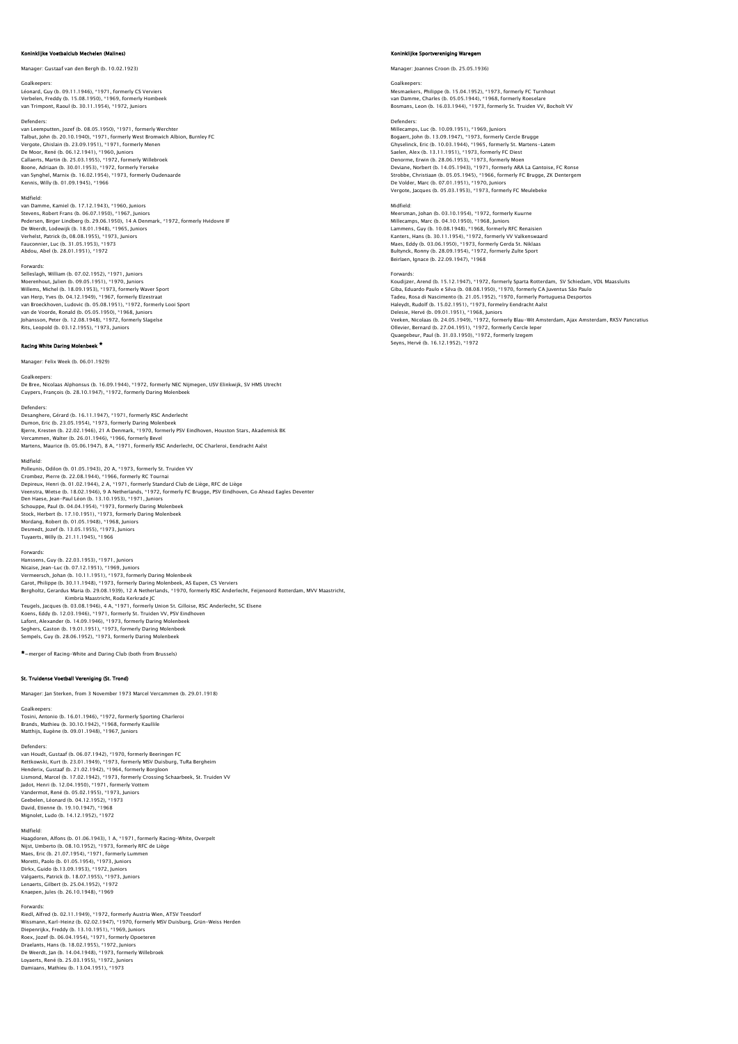### Koninklijke Voetbalclub Mechelen (Malines)

Manager: Gustaaf van den Bergh (b. 10.02.1923)

Goalkeepers:
Léonard, Guy (b. 09.11.1946), *1971, formerly CS Verviers
Verbelen, Freddy (b. 15.08.1950), *1969, formerly Hombeek
van Trimpont, Raoul (b. 30.11.1954), *1972, Juniors

Defenders:
van Leemputten, Jozef (b. 08.05.1950), *1971, formerly Werchter
Talbut, John (b. 20.10.1940), *1971, formerly West Bromwich Albion, Burnley FC
Vergote, Ghislain (b. 23.09.1951), *1971, formerly Menen
De Moor, René (b. 06.12.1941), *1960, Juniors
Callaerts, Martin (b. 25.03.1955), *1972, formerly Willebroek
Boone, Adriaan (b. 30.01.1953), *1972, formerly Yerseke
van Synghel, Marnix (b. 16.02.1954), *1973, formerly Oudenaarde
Kennis, Willy (b. 01.09.1945), *1966

Midfield:
van Damme, Kamiel (b. 17.12.1943), *1960, Juniors
Stevens, Robert Frans (b. 06.07.1950), *1967, Juniors
Pedersen, Birger Lindberg (b. 29.06.1950), 14 A Denmark, *1972, formerly Hvidovre IF
De Weerdt, Lodewijk (b. 18.01.1948), *1965, Juniors
Verhelst, Patrick (b, 08.08.1955), *1973, Juniors
Fauconnier, Luc (b. 31.05.1953), *1973
Abdou, Abel (b. 28.01.1951), *1972

Forwards:
Selleslagh, William (b. 07.02.1952), *1971, Juniors
Moerenhout, Julien (b. 09.05.1951), *1970, Juniors
Willems, Michel (b. 18.09.1953), *1973, formerly Waver Sport
van Herp, Yves (b. 04.12.1949), *1967, formerly Elzestraat
van Broeckhoven, Ludovic (b. 05.08.1951), *1972, formerly Looi Sport
van de Voorde, Ronald (b. 05.05.1950), *1968, Juniors
Johansson, Peter (b. 12.08.1948), *1972, formerly Slagelse
Rits, Leopold (b. 03.12.1955), *1973, Juniors

### Racing White Daring Molenbeek *

Manager: Felix Week (b. 06.01.1929)

Goalkeepers:
De Bree, Nicolaas Alphonsus (b. 16.09.1944), *1972, formerly NEC Nijmegen, USV Elinkwijk, SV HMS Utrecht
Cuypers, François (b. 28.10.1947), *1972, formerly Daring Molenbeek

Defenders:
Desanghere, Gérard (b. 16.11.1947), *1971, formerly RSC Anderlecht
Dumon, Eric (b. 23.05.1954), *1973, formerly Daring Molenbeek
Bjerre, Kresten (b. 22.02.1946), 21 A Denmark, *1970, formerly PSV Eindhoven, Houston Stars, Akademisk BK
Vercammen, Walter (b. 26.01.1946), *1966, formerly Bevel
Martens, Maurice (b. 05.06.1947), 8 A, *1971, formerly RSC Anderlecht, OC Charleroi, Eendracht Aalst

Midfield:
Polleunis, Odilon (b. 01.05.1943), 20 A, *1973, formerly St. Truiden VV
Crombez, Pierre (b. 22.08.1944), *1966, formerly RC Tournai
Depireux, Henri (b. 01.02.1944), 2 A, *1971, formerly Standard Club de Liège, RFC de Liège
Veenstra, Wietse (b. 18.02.1946), 9 A Netherlands, *1972, formerly FC Brugge, PSV Eindhoven, Go Ahead Eagles Deventer
Den Haese, Jean-Paul Léon (b. 13.10.1953), *1971, Juniors
Schouppe, Paul (b. 04.04.1954), *1973, formerly Daring Molenbeek
Stock, Herbert (b. 17.10.1951), *1973, formerly Daring Molenbeek
Mordang, Robert (b. 01.05.1948), *1968, Juniors
Desmedt, Jozef (b. 13.05.1955), *1973, Juniors
Tuyaerts, Willy (b. 21.11.1945), *1966

Forwards:
Hanssens, Guy (b. 22.03.1953), *1971, Juniors
Nicaise, Jean-Luc (b. 07.12.1951), *1969, Juniors
Vermeersch, Johan (b. 10.11.1951), *1973, formerly Daring Molenbeek
Garot, Philippe (b. 30.11.1948), *1973, formerly Daring Molenbeek, AS Eupen, CS Verviers
Bergholtz, Gerardus Maria (b. 29.08.1939), 12 A Netherlands, *1970, formerly RSC Anderlecht, Feijenoord Rotterdam, MVV Maastricht, Kimbria Maastricht, Roda Kerkrade JC
Teugels, Jacques (b. 03.08.1946), 4 A, *1971, formerly Union St. Gilloise, RSC Anderlecht, SC Elsene
Koens, Eddy (b. 12.03.1946), *1971, formerly St. Truiden VV, PSV Eindhoven
Lafont, Alexander (b. 14.09.1946), *1973, formerly Daring Molenbeek
Seghers, Gaston (b. 19.01.1951), *1973, formerly Daring Molenbeek
Sempels, Guy (b. 28.06.1952), *1973, formerly Daring Molenbeek

*=merger of Racing-White and Daring Club (both from Brussels)

### St. Truidense Voetball Vereniging (St. Trond)

Manager: Jan Sterken, from 3 November 1973 Marcel Vercammen (b. 29.01.1918)

Goalkeepers:
Tosini, Antonio (b. 16.01.1946), *1972, formerly Sporting Charleroi
Brands, Mathieu (b. 30.10.1942), *1968, formerly Kaullile
Matthijs, Eugène (b. 09.01.1948), *1967, Juniors

Defenders:
van Houdt, Gustaaf (b. 06.07.1942), *1970, formerly Beeringen FC
Rettkowski, Kurt (b. 23.01.1949), *1973, formerly MSV Duisburg, TuRa Bergheim
Henderix, Gustaaf (b. 21.02.1942), *1964, formerly Borgloon
Lismond, Marcel (b. 17.02.1942), *1973, formerly Crossing Schaarbeek, St. Truiden VV
Jadot, Henri (b. 12.04.1950), *1971, formerly Vottem
Vandermot, René (b. 05.02.1955), *1973, Juniors
Geebelen, Léonard (b. 04.12.1952), *1973
David, Etienne (b. 19.10.1947), *1968
Mignolet, Ludo (b. 14.12.1952), *1972

Midfield:
Haagdoren, Alfons (b. 01.06.1943), 1 A, *1971, formerly Racing-White, Overpelt
Nijst, Umberto (b. 08.10.1952), *1973, formerly RFC de Liège
Maes, Eric (b. 21.07.1954), *1971, formerly Lummen
Moretti, Paolo (b. 01.05.1954), *1973, Juniors
Dirkx, Guido (b.13.09.1953), *1972, Juniors
Valgaerts, Patrick (b. 18.07.1955), *1973, Juniors
Lenaerts, Gilbert (b. 25.04.1952), *1972
Knaepen, Jules (b. 26.10.1948), *1969

Forwards:
Riedl, Alfred (b. 02.11.1949), *1972, formerly Austria Wien, ATSV Teesdorf
Wissmann, Karl-Heinz (b. 02.02.1947), *1970, formerly MSV Duisburg, Grün-Weiss Herden
Diepenrijkx, Freddy (b. 13.10.1951), *1969, Juniors
Roex, Jozef (b. 06.04.1954), *1971, formerly Opoeteren
Draelants, Hans (b. 18.02.1955), *1972, Juniors
De Weerdt, Jan (b. 14.04.1948), *1973, formerly Willebroek
Loyaerts, René (b. 25.03.1955), *1972, Juniors
Damiaans, Mathieu (b. 13.04.1951), *1973

### Koninklijke Sportvereniging Waregem

Manager: Joannes Croon (b. 25.05.1936)

Goalkeepers:
Mesmaekers, Philippe (b. 15.04.1952), *1973, formerly FC Turnhout
van Damme, Charles (b. 05.05.1944), *1968, formerly Roeselare
Bosmans, Leon (b. 16.03.1944), *1973, formerly St. Truiden VV, Bocholt VV

Defenders:
Millecamps, Luc (b. 10.09.1951), *1969, Juniors
Bogaert, John (b. 13.09.1947), *1973, formerly Cercle Brugge
Ghyselinck, Eric (b. 10.03.1944), *1965, formerly St. Martens-Latem
Saelen, Alex (b. 13.11.1951), *1973, formerly FC Diest
Denorme, Erwin (b. 28.06.1953), *1973, formerly Moen
Deviane, Norbert (b. 14.05.1943), *1971, formerly ARA La Gantoise, FC Ronse
Strobbe, Christiaan (b. 05.05.1945), *1966, formerly FC Brugge, ZK Dentergem
De Volder, Marc (b. 07.01.1951), *1970, Juniors
Vergote, Jacques (b. 05.03.1953), *1973, formerly FC Meulebeke

Midfield:
Meersman, Johan (b. 03.10.1954), *1972, formerly Kuurne
Millecamps, Marc (b. 04.10.1950), *1968, Juniors
Lammens, Guy (b. 10.08.1948), *1968, formerly RFC Renaisien
Kanters, Hans (b. 30.11.1954), *1972, formerly VV Valkenswaard
Maes, Eddy (b. 03.06.1950), *1973, formerly Gerda St. Niklaas
Bultynck, Ronny (b. 28.09.1954), *1972, formerly Zulte Sport
Beirlaen, Ignace (b. 22.09.1947), *1968

Forwards:
Koudijzer, Arend (b. 15.12.1947), *1972, formerly Sparta Rotterdam, SV Schiedam, VDL Maassluits
Giba, Eduardo Paulo e Silva (b. 08.08.1950), *1970, formerly CA Juventus São Paulo
Tadeu, Rosa di Nascimento (b. 21.05.1952), *1970, formerly Portuguesa Desportos
Haleydt, Rudolf (b. 15.02.1951), *1973, formelry Eendracht Aalst
Delesie, Hervé (b. 09.01.1951), *1968, Juniors
Veeken, Nicolaas (b. 24.05.1949), *1972, formerly Blau-Wit Amsterdam, Ajax Amsterdam, RKSV Pancratius
Ollevier, Bernard (b. 27.04.1951), *1972, formerly Cercle Ieper
Quaegebeur, Paul (b. 31.03.1950), *1972, formerly Izegem
Seyns, Hervé (b. 16.12.1952), *1972